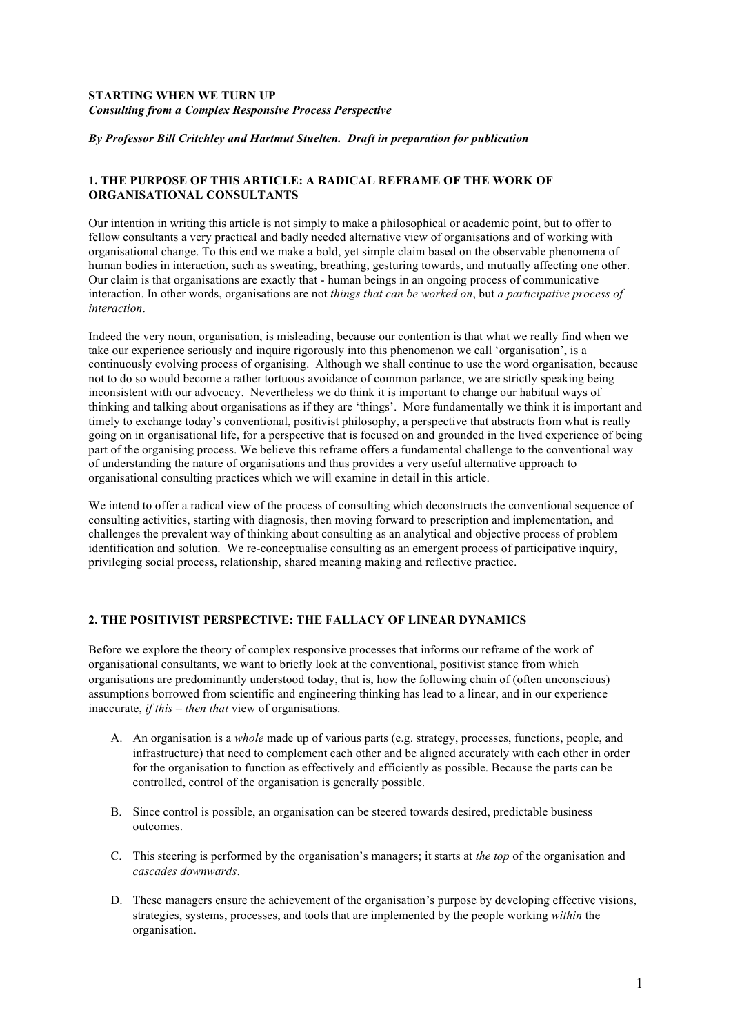**STARTING WHEN WE TURN UP**
***Consulting from a Complex Responsive Process Perspective***

***By Professor Bill Critchley and Hartmut Stuelten. Draft in preparation for publication***

## 1. THE PURPOSE OF THIS ARTICLE: A RADICAL REFRAME OF THE WORK OF ORGANISATIONAL CONSULTANTS

Our intention in writing this article is not simply to make a philosophical or academic point, but to offer to fellow consultants a very practical and badly needed alternative view of organisations and of working with organisational change. To this end we make a bold, yet simple claim based on the observable phenomena of human bodies in interaction, such as sweating, breathing, gesturing towards, and mutually affecting one other. Our claim is that organisations are exactly that - human beings in an ongoing process of communicative interaction. In other words, organisations are not *things that can be worked on*, but *a participative process of interaction*.

Indeed the very noun, organisation, is misleading, because our contention is that what we really find when we take our experience seriously and inquire rigorously into this phenomenon we call 'organisation', is a continuously evolving process of organising. Although we shall continue to use the word organisation, because not to do so would become a rather tortuous avoidance of common parlance, we are strictly speaking being inconsistent with our advocacy. Nevertheless we do think it is important to change our habitual ways of thinking and talking about organisations as if they are 'things'. More fundamentally we think it is important and timely to exchange today's conventional, positivist philosophy, a perspective that abstracts from what is really going on in organisational life, for a perspective that is focused on and grounded in the lived experience of being part of the organising process. We believe this reframe offers a fundamental challenge to the conventional way of understanding the nature of organisations and thus provides a very useful alternative approach to organisational consulting practices which we will examine in detail in this article.

We intend to offer a radical view of the process of consulting which deconstructs the conventional sequence of consulting activities, starting with diagnosis, then moving forward to prescription and implementation, and challenges the prevalent way of thinking about consulting as an analytical and objective process of problem identification and solution. We re-conceptualise consulting as an emergent process of participative inquiry, privileging social process, relationship, shared meaning making and reflective practice.

## 2. THE POSITIVIST PERSPECTIVE: THE FALLACY OF LINEAR DYNAMICS

Before we explore the theory of complex responsive processes that informs our reframe of the work of organisational consultants, we want to briefly look at the conventional, positivist stance from which organisations are predominantly understood today, that is, how the following chain of (often unconscious) assumptions borrowed from scientific and engineering thinking has lead to a linear, and in our experience inaccurate, *if this – then that* view of organisations.

A. An organisation is a *whole* made up of various parts (e.g. strategy, processes, functions, people, and infrastructure) that need to complement each other and be aligned accurately with each other in order for the organisation to function as effectively and efficiently as possible. Because the parts can be controlled, control of the organisation is generally possible.

B. Since control is possible, an organisation can be steered towards desired, predictable business outcomes.

C. This steering is performed by the organisation's managers; it starts at *the top* of the organisation and *cascades downwards*.

D. These managers ensure the achievement of the organisation's purpose by developing effective visions, strategies, systems, processes, and tools that are implemented by the people working *within* the organisation.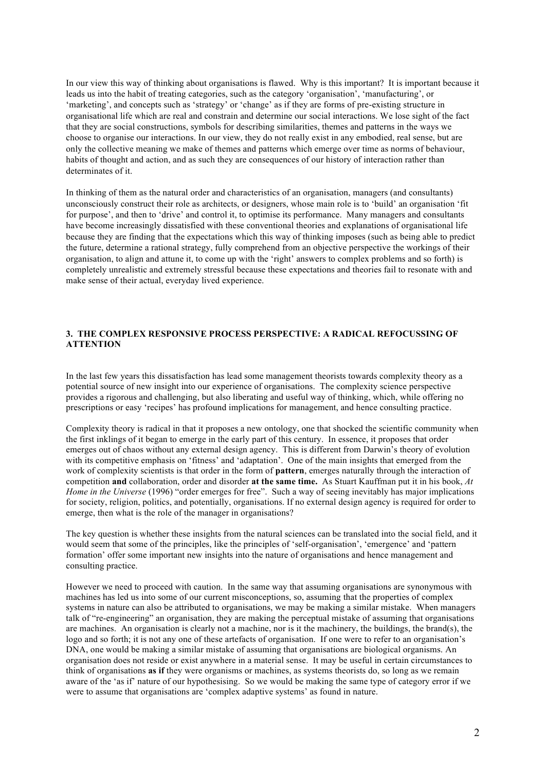In our view this way of thinking about organisations is flawed. Why is this important? It is important because it leads us into the habit of treating categories, such as the category 'organisation', 'manufacturing', or 'marketing', and concepts such as 'strategy' or 'change' as if they are forms of pre-existing structure in organisational life which are real and constrain and determine our social interactions. We lose sight of the fact that they are social constructions, symbols for describing similarities, themes and patterns in the ways we choose to organise our interactions. In our view, they do not really exist in any embodied, real sense, but are only the collective meaning we make of themes and patterns which emerge over time as norms of behaviour, habits of thought and action, and as such they are consequences of our history of interaction rather than determinates of it.

In thinking of them as the natural order and characteristics of an organisation, managers (and consultants) unconsciously construct their role as architects, or designers, whose main role is to 'build' an organisation 'fit for purpose', and then to 'drive' and control it, to optimise its performance. Many managers and consultants have become increasingly dissatisfied with these conventional theories and explanations of organisational life because they are finding that the expectations which this way of thinking imposes (such as being able to predict the future, determine a rational strategy, fully comprehend from an objective perspective the workings of their organisation, to align and attune it, to come up with the 'right' answers to complex problems and so forth) is completely unrealistic and extremely stressful because these expectations and theories fail to resonate with and make sense of their actual, everyday lived experience.

## 3. THE COMPLEX RESPONSIVE PROCESS PERSPECTIVE: A RADICAL REFOCUSSING OF ATTENTION

In the last few years this dissatisfaction has lead some management theorists towards complexity theory as a potential source of new insight into our experience of organisations. The complexity science perspective provides a rigorous and challenging, but also liberating and useful way of thinking, which, while offering no prescriptions or easy 'recipes' has profound implications for management, and hence consulting practice.

Complexity theory is radical in that it proposes a new ontology, one that shocked the scientific community when the first inklings of it began to emerge in the early part of this century. In essence, it proposes that order emerges out of chaos without any external design agency. This is different from Darwin's theory of evolution with its competitive emphasis on 'fitness' and 'adaptation'. One of the main insights that emerged from the work of complexity scientists is that order in the form of **pattern**, emerges naturally through the interaction of competition **and** collaboration, order and disorder **at the same time.** As Stuart Kauffman put it in his book, *At Home in the Universe* (1996) "order emerges for free". Such a way of seeing inevitably has major implications for society, religion, politics, and potentially, organisations. If no external design agency is required for order to emerge, then what is the role of the manager in organisations?

The key question is whether these insights from the natural sciences can be translated into the social field, and it would seem that some of the principles, like the principles of 'self-organisation', 'emergence' and 'pattern formation' offer some important new insights into the nature of organisations and hence management and consulting practice.

However we need to proceed with caution. In the same way that assuming organisations are synonymous with machines has led us into some of our current misconceptions, so, assuming that the properties of complex systems in nature can also be attributed to organisations, we may be making a similar mistake. When managers talk of "re-engineering" an organisation, they are making the perceptual mistake of assuming that organisations are machines. An organisation is clearly not a machine, nor is it the machinery, the buildings, the brand(s), the logo and so forth; it is not any one of these artefacts of organisation. If one were to refer to an organisation's DNA, one would be making a similar mistake of assuming that organisations are biological organisms. An organisation does not reside or exist anywhere in a material sense. It may be useful in certain circumstances to think of organisations **as if** they were organisms or machines, as systems theorists do, so long as we remain aware of the 'as if' nature of our hypothesising. So we would be making the same type of category error if we were to assume that organisations are 'complex adaptive systems' as found in nature.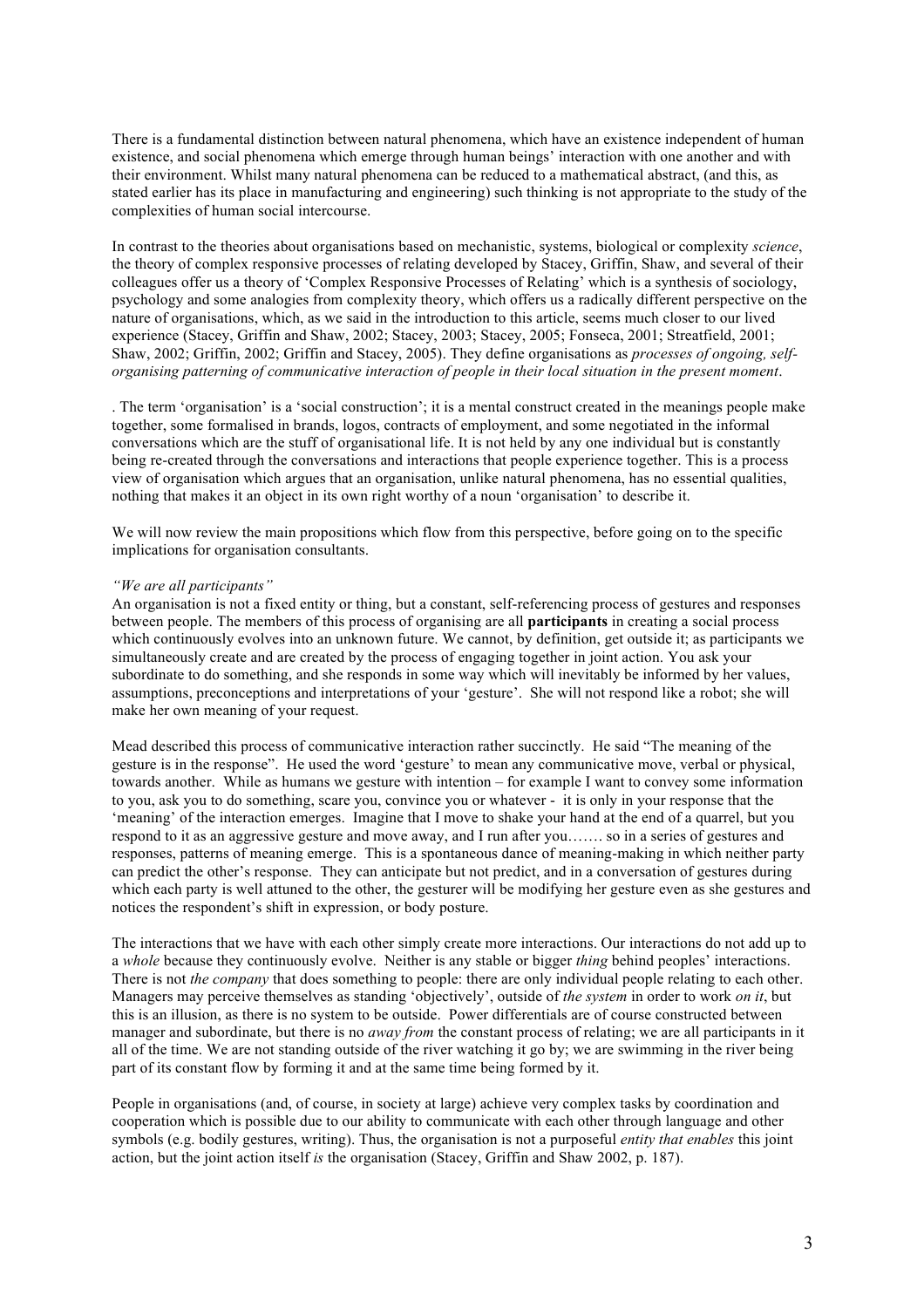There is a fundamental distinction between natural phenomena, which have an existence independent of human existence, and social phenomena which emerge through human beings' interaction with one another and with their environment. Whilst many natural phenomena can be reduced to a mathematical abstract, (and this, as stated earlier has its place in manufacturing and engineering) such thinking is not appropriate to the study of the complexities of human social intercourse.

In contrast to the theories about organisations based on mechanistic, systems, biological or complexity *science*, the theory of complex responsive processes of relating developed by Stacey, Griffin, Shaw, and several of their colleagues offer us a theory of 'Complex Responsive Processes of Relating' which is a synthesis of sociology, psychology and some analogies from complexity theory, which offers us a radically different perspective on the nature of organisations, which, as we said in the introduction to this article, seems much closer to our lived experience (Stacey, Griffin and Shaw, 2002; Stacey, 2003; Stacey, 2005; Fonseca, 2001; Streatfield, 2001; Shaw, 2002; Griffin, 2002; Griffin and Stacey, 2005). They define organisations as *processes of ongoing, self-organising patterning of communicative interaction of people in their local situation in the present moment*.

. The term 'organisation' is a 'social construction'; it is a mental construct created in the meanings people make together, some formalised in brands, logos, contracts of employment, and some negotiated in the informal conversations which are the stuff of organisational life. It is not held by any one individual but is constantly being re-created through the conversations and interactions that people experience together. This is a process view of organisation which argues that an organisation, unlike natural phenomena, has no essential qualities, nothing that makes it an object in its own right worthy of a noun 'organisation' to describe it.

We will now review the main propositions which flow from this perspective, before going on to the specific implications for organisation consultants.

*"We are all participants"*

An organisation is not a fixed entity or thing, but a constant, self-referencing process of gestures and responses between people. The members of this process of organising are all **participants** in creating a social process which continuously evolves into an unknown future. We cannot, by definition, get outside it; as participants we simultaneously create and are created by the process of engaging together in joint action. You ask your subordinate to do something, and she responds in some way which will inevitably be informed by her values, assumptions, preconceptions and interpretations of your 'gesture'. She will not respond like a robot; she will make her own meaning of your request.

Mead described this process of communicative interaction rather succinctly. He said "The meaning of the gesture is in the response". He used the word 'gesture' to mean any communicative move, verbal or physical, towards another. While as humans we gesture with intention – for example I want to convey some information to you, ask you to do something, scare you, convince you or whatever - it is only in your response that the 'meaning' of the interaction emerges. Imagine that I move to shake your hand at the end of a quarrel, but you respond to it as an aggressive gesture and move away, and I run after you……. so in a series of gestures and responses, patterns of meaning emerge. This is a spontaneous dance of meaning-making in which neither party can predict the other's response. They can anticipate but not predict, and in a conversation of gestures during which each party is well attuned to the other, the gesturer will be modifying her gesture even as she gestures and notices the respondent's shift in expression, or body posture.

The interactions that we have with each other simply create more interactions. Our interactions do not add up to a *whole* because they continuously evolve. Neither is any stable or bigger *thing* behind peoples' interactions. There is not *the company* that does something to people: there are only individual people relating to each other. Managers may perceive themselves as standing 'objectively', outside of *the system* in order to work *on it*, but this is an illusion, as there is no system to be outside. Power differentials are of course constructed between manager and subordinate, but there is no *away from* the constant process of relating; we are all participants in it all of the time. We are not standing outside of the river watching it go by; we are swimming in the river being part of its constant flow by forming it and at the same time being formed by it.

People in organisations (and, of course, in society at large) achieve very complex tasks by coordination and cooperation which is possible due to our ability to communicate with each other through language and other symbols (e.g. bodily gestures, writing). Thus, the organisation is not a purposeful *entity that enables* this joint action, but the joint action itself *is* the organisation (Stacey, Griffin and Shaw 2002, p. 187).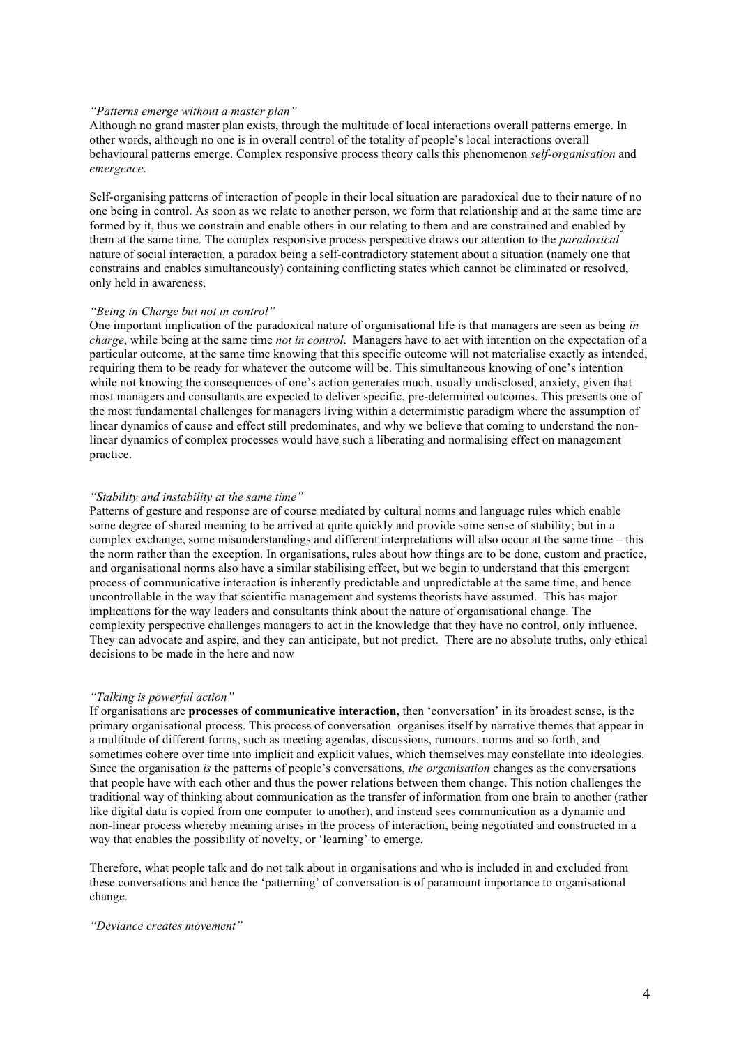*"Patterns emerge without a master plan"*

Although no grand master plan exists, through the multitude of local interactions overall patterns emerge. In other words, although no one is in overall control of the totality of people's local interactions overall behavioural patterns emerge. Complex responsive process theory calls this phenomenon *self-organisation* and *emergence*.

Self-organising patterns of interaction of people in their local situation are paradoxical due to their nature of no one being in control. As soon as we relate to another person, we form that relationship and at the same time are formed by it, thus we constrain and enable others in our relating to them and are constrained and enabled by them at the same time. The complex responsive process perspective draws our attention to the *paradoxical* nature of social interaction, a paradox being a self-contradictory statement about a situation (namely one that constrains and enables simultaneously) containing conflicting states which cannot be eliminated or resolved, only held in awareness.

*"Being in Charge but not in control"*

One important implication of the paradoxical nature of organisational life is that managers are seen as being *in charge*, while being at the same time *not in control*. Managers have to act with intention on the expectation of a particular outcome, at the same time knowing that this specific outcome will not materialise exactly as intended, requiring them to be ready for whatever the outcome will be. This simultaneous knowing of one's intention while not knowing the consequences of one's action generates much, usually undisclosed, anxiety, given that most managers and consultants are expected to deliver specific, pre-determined outcomes. This presents one of the most fundamental challenges for managers living within a deterministic paradigm where the assumption of linear dynamics of cause and effect still predominates, and why we believe that coming to understand the non-linear dynamics of complex processes would have such a liberating and normalising effect on management practice.

*"Stability and instability at the same time"*

Patterns of gesture and response are of course mediated by cultural norms and language rules which enable some degree of shared meaning to be arrived at quite quickly and provide some sense of stability; but in a complex exchange, some misunderstandings and different interpretations will also occur at the same time – this the norm rather than the exception. In organisations, rules about how things are to be done, custom and practice, and organisational norms also have a similar stabilising effect, but we begin to understand that this emergent process of communicative interaction is inherently predictable and unpredictable at the same time, and hence uncontrollable in the way that scientific management and systems theorists have assumed. This has major implications for the way leaders and consultants think about the nature of organisational change. The complexity perspective challenges managers to act in the knowledge that they have no control, only influence. They can advocate and aspire, and they can anticipate, but not predict. There are no absolute truths, only ethical decisions to be made in the here and now

*"Talking is powerful action"*

If organisations are **processes of communicative interaction,** then 'conversation' in its broadest sense, is the primary organisational process. This process of conversation organises itself by narrative themes that appear in a multitude of different forms, such as meeting agendas, discussions, rumours, norms and so forth, and sometimes cohere over time into implicit and explicit values, which themselves may constellate into ideologies. Since the organisation *is* the patterns of people's conversations, *the organisation* changes as the conversations that people have with each other and thus the power relations between them change. This notion challenges the traditional way of thinking about communication as the transfer of information from one brain to another (rather like digital data is copied from one computer to another), and instead sees communication as a dynamic and non-linear process whereby meaning arises in the process of interaction, being negotiated and constructed in a way that enables the possibility of novelty, or 'learning' to emerge.

Therefore, what people talk and do not talk about in organisations and who is included in and excluded from these conversations and hence the 'patterning' of conversation is of paramount importance to organisational change.

*"Deviance creates movement"*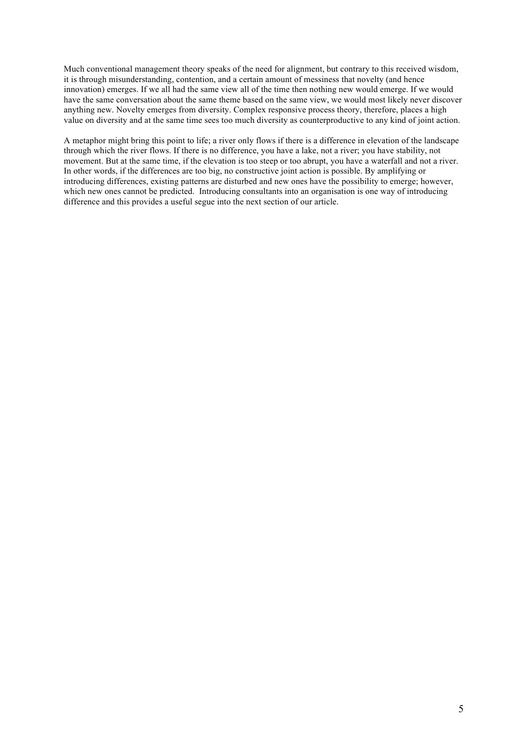Much conventional management theory speaks of the need for alignment, but contrary to this received wisdom, it is through misunderstanding, contention, and a certain amount of messiness that novelty (and hence innovation) emerges. If we all had the same view all of the time then nothing new would emerge. If we would have the same conversation about the same theme based on the same view, we would most likely never discover anything new. Novelty emerges from diversity. Complex responsive process theory, therefore, places a high value on diversity and at the same time sees too much diversity as counterproductive to any kind of joint action.

A metaphor might bring this point to life; a river only flows if there is a difference in elevation of the landscape through which the river flows. If there is no difference, you have a lake, not a river; you have stability, not movement. But at the same time, if the elevation is too steep or too abrupt, you have a waterfall and not a river. In other words, if the differences are too big, no constructive joint action is possible. By amplifying or introducing differences, existing patterns are disturbed and new ones have the possibility to emerge; however, which new ones cannot be predicted. Introducing consultants into an organisation is one way of introducing difference and this provides a useful segue into the next section of our article.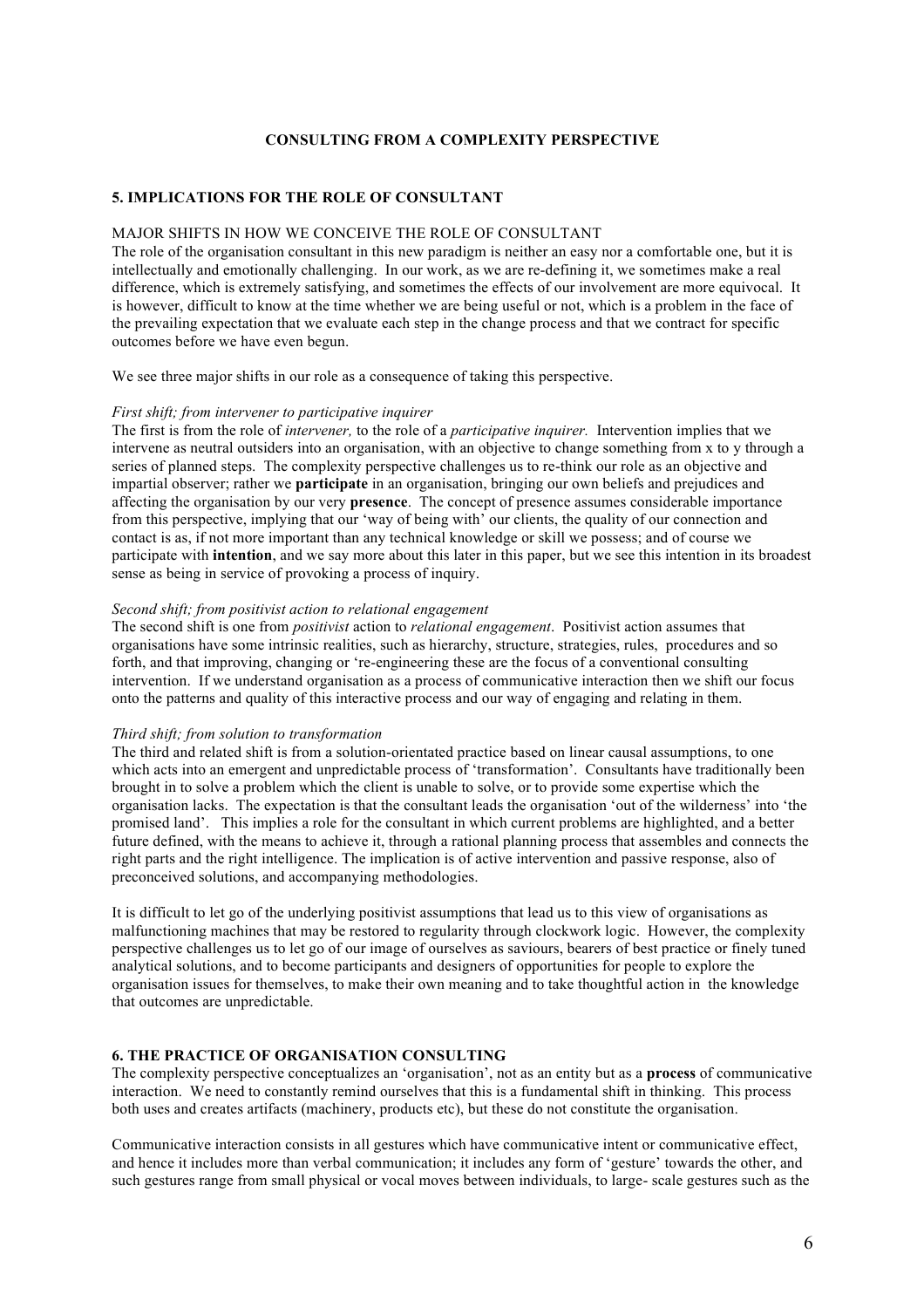**CONSULTING FROM A COMPLEXITY PERSPECTIVE**

## 5. IMPLICATIONS FOR THE ROLE OF CONSULTANT

### MAJOR SHIFTS IN HOW WE CONCEIVE THE ROLE OF CONSULTANT

The role of the organisation consultant in this new paradigm is neither an easy nor a comfortable one, but it is intellectually and emotionally challenging. In our work, as we are re-defining it, we sometimes make a real difference, which is extremely satisfying, and sometimes the effects of our involvement are more equivocal. It is however, difficult to know at the time whether we are being useful or not, which is a problem in the face of the prevailing expectation that we evaluate each step in the change process and that we contract for specific outcomes before we have even begun.

We see three major shifts in our role as a consequence of taking this perspective.

*First shift; from intervener to participative inquirer*

The first is from the role of *intervener,* to the role of a *participative inquirer.* Intervention implies that we intervene as neutral outsiders into an organisation, with an objective to change something from x to y through a series of planned steps. The complexity perspective challenges us to re-think our role as an objective and impartial observer; rather we **participate** in an organisation, bringing our own beliefs and prejudices and affecting the organisation by our very **presence**. The concept of presence assumes considerable importance from this perspective, implying that our 'way of being with' our clients, the quality of our connection and contact is as, if not more important than any technical knowledge or skill we possess; and of course we participate with **intention**, and we say more about this later in this paper, but we see this intention in its broadest sense as being in service of provoking a process of inquiry.

*Second shift; from positivist action to relational engagement*

The second shift is one from *positivist* action to *relational engagement*. Positivist action assumes that organisations have some intrinsic realities, such as hierarchy, structure, strategies, rules, procedures and so forth, and that improving, changing or 're-engineering these are the focus of a conventional consulting intervention. If we understand organisation as a process of communicative interaction then we shift our focus onto the patterns and quality of this interactive process and our way of engaging and relating in them.

*Third shift; from solution to transformation*

The third and related shift is from a solution-orientated practice based on linear causal assumptions, to one which acts into an emergent and unpredictable process of 'transformation'. Consultants have traditionally been brought in to solve a problem which the client is unable to solve, or to provide some expertise which the organisation lacks. The expectation is that the consultant leads the organisation 'out of the wilderness' into 'the promised land'. This implies a role for the consultant in which current problems are highlighted, and a better future defined, with the means to achieve it, through a rational planning process that assembles and connects the right parts and the right intelligence. The implication is of active intervention and passive response, also of preconceived solutions, and accompanying methodologies.

It is difficult to let go of the underlying positivist assumptions that lead us to this view of organisations as malfunctioning machines that may be restored to regularity through clockwork logic. However, the complexity perspective challenges us to let go of our image of ourselves as saviours, bearers of best practice or finely tuned analytical solutions, and to become participants and designers of opportunities for people to explore the organisation issues for themselves, to make their own meaning and to take thoughtful action in the knowledge that outcomes are unpredictable.

## 6. THE PRACTICE OF ORGANISATION CONSULTING

The complexity perspective conceptualizes an 'organisation', not as an entity but as a **process** of communicative interaction. We need to constantly remind ourselves that this is a fundamental shift in thinking. This process both uses and creates artifacts (machinery, products etc), but these do not constitute the organisation.

Communicative interaction consists in all gestures which have communicative intent or communicative effect, and hence it includes more than verbal communication; it includes any form of 'gesture' towards the other, and such gestures range from small physical or vocal moves between individuals, to large- scale gestures such as the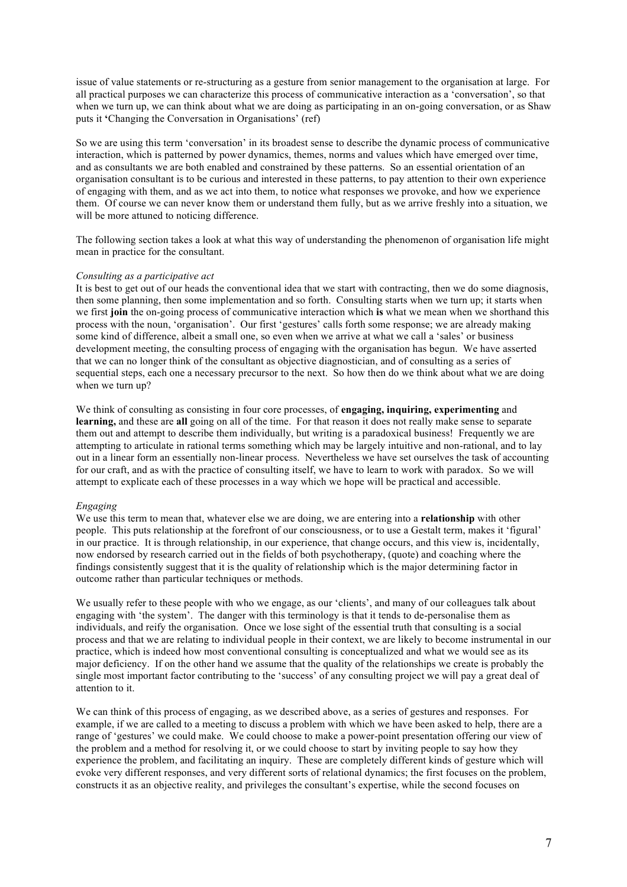issue of value statements or re-structuring as a gesture from senior management to the organisation at large. For all practical purposes we can characterize this process of communicative interaction as a 'conversation', so that when we turn up, we can think about what we are doing as participating in an on-going conversation, or as Shaw puts it 'Changing the Conversation in Organisations' (ref)

So we are using this term 'conversation' in its broadest sense to describe the dynamic process of communicative interaction, which is patterned by power dynamics, themes, norms and values which have emerged over time, and as consultants we are both enabled and constrained by these patterns. So an essential orientation of an organisation consultant is to be curious and interested in these patterns, to pay attention to their own experience of engaging with them, and as we act into them, to notice what responses we provoke, and how we experience them. Of course we can never know them or understand them fully, but as we arrive freshly into a situation, we will be more attuned to noticing difference.

The following section takes a look at what this way of understanding the phenomenon of organisation life might mean in practice for the consultant.

*Consulting as a participative act*

It is best to get out of our heads the conventional idea that we start with contracting, then we do some diagnosis, then some planning, then some implementation and so forth. Consulting starts when we turn up; it starts when we first **join** the on-going process of communicative interaction which **is** what we mean when we shorthand this process with the noun, 'organisation'. Our first 'gestures' calls forth some response; we are already making some kind of difference, albeit a small one, so even when we arrive at what we call a 'sales' or business development meeting, the consulting process of engaging with the organisation has begun. We have asserted that we can no longer think of the consultant as objective diagnostician, and of consulting as a series of sequential steps, each one a necessary precursor to the next. So how then do we think about what we are doing when we turn up?

We think of consulting as consisting in four core processes, of **engaging, inquiring, experimenting** and **learning,** and these are **all** going on all of the time. For that reason it does not really make sense to separate them out and attempt to describe them individually, but writing is a paradoxical business! Frequently we are attempting to articulate in rational terms something which may be largely intuitive and non-rational, and to lay out in a linear form an essentially non-linear process. Nevertheless we have set ourselves the task of accounting for our craft, and as with the practice of consulting itself, we have to learn to work with paradox. So we will attempt to explicate each of these processes in a way which we hope will be practical and accessible.

*Engaging*

We use this term to mean that, whatever else we are doing, we are entering into a **relationship** with other people. This puts relationship at the forefront of our consciousness, or to use a Gestalt term, makes it 'figural' in our practice. It is through relationship, in our experience, that change occurs, and this view is, incidentally, now endorsed by research carried out in the fields of both psychotherapy, (quote) and coaching where the findings consistently suggest that it is the quality of relationship which is the major determining factor in outcome rather than particular techniques or methods.

We usually refer to these people with who we engage, as our 'clients', and many of our colleagues talk about engaging with 'the system'. The danger with this terminology is that it tends to de-personalise them as individuals, and reify the organisation. Once we lose sight of the essential truth that consulting is a social process and that we are relating to individual people in their context, we are likely to become instrumental in our practice, which is indeed how most conventional consulting is conceptualized and what we would see as its major deficiency. If on the other hand we assume that the quality of the relationships we create is probably the single most important factor contributing to the 'success' of any consulting project we will pay a great deal of attention to it.

We can think of this process of engaging, as we described above, as a series of gestures and responses. For example, if we are called to a meeting to discuss a problem with which we have been asked to help, there are a range of 'gestures' we could make. We could choose to make a power-point presentation offering our view of the problem and a method for resolving it, or we could choose to start by inviting people to say how they experience the problem, and facilitating an inquiry. These are completely different kinds of gesture which will evoke very different responses, and very different sorts of relational dynamics; the first focuses on the problem, constructs it as an objective reality, and privileges the consultant's expertise, while the second focuses on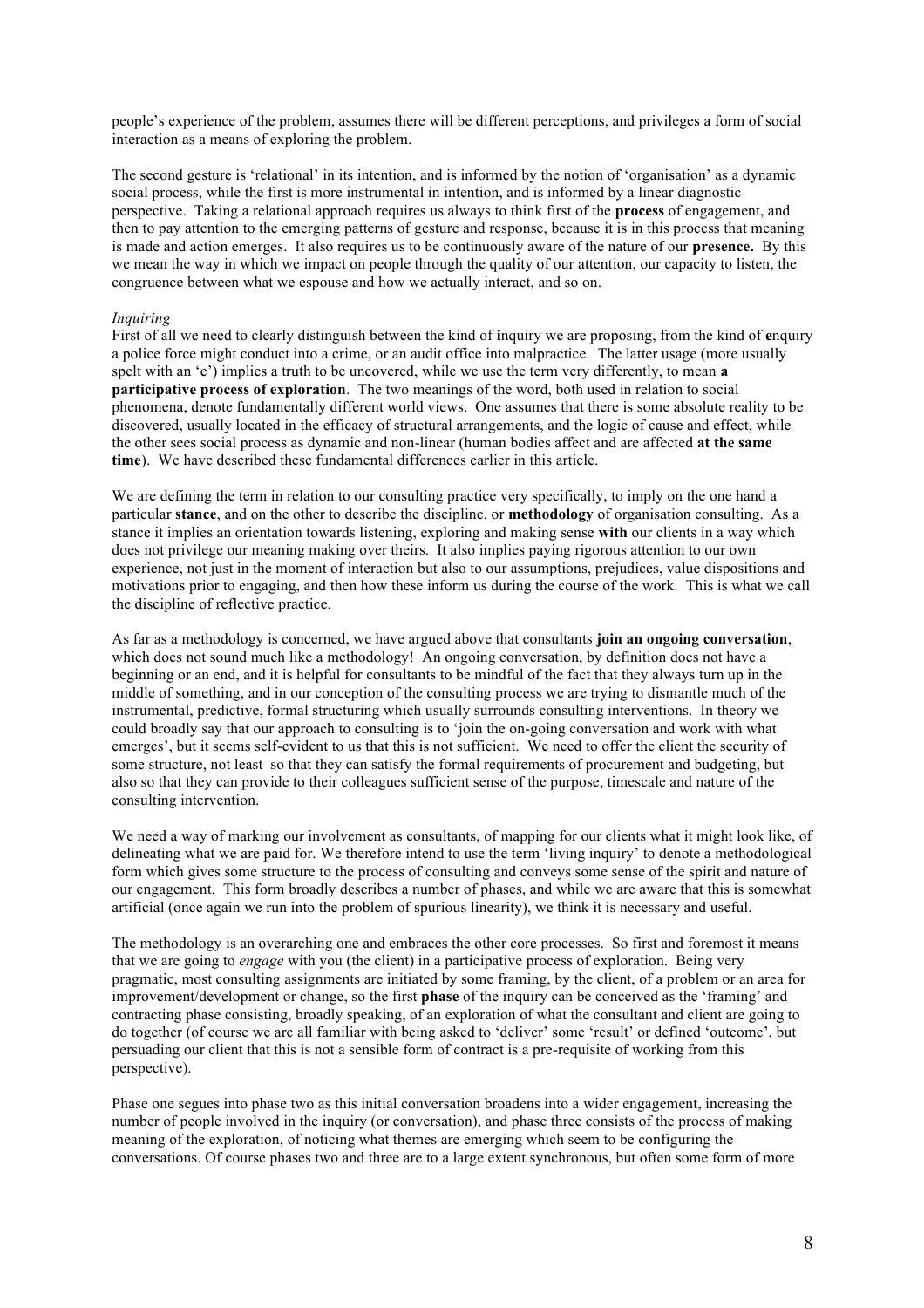people's experience of the problem, assumes there will be different perceptions, and privileges a form of social interaction as a means of exploring the problem.

The second gesture is 'relational' in its intention, and is informed by the notion of 'organisation' as a dynamic social process, while the first is more instrumental in intention, and is informed by a linear diagnostic perspective. Taking a relational approach requires us always to think first of the **process** of engagement, and then to pay attention to the emerging patterns of gesture and response, because it is in this process that meaning is made and action emerges. It also requires us to be continuously aware of the nature of our **presence.** By this we mean the way in which we impact on people through the quality of our attention, our capacity to listen, the congruence between what we espouse and how we actually interact, and so on.

*Inquiring*

First of all we need to clearly distinguish between the kind of **i**nquiry we are proposing, from the kind of **e**nquiry a police force might conduct into a crime, or an audit office into malpractice. The latter usage (more usually spelt with an 'e') implies a truth to be uncovered, while we use the term very differently, to mean **a participative process of exploration**. The two meanings of the word, both used in relation to social phenomena, denote fundamentally different world views. One assumes that there is some absolute reality to be discovered, usually located in the efficacy of structural arrangements, and the logic of cause and effect, while the other sees social process as dynamic and non-linear (human bodies affect and are affected **at the same time**). We have described these fundamental differences earlier in this article.

We are defining the term in relation to our consulting practice very specifically, to imply on the one hand a particular **stance**, and on the other to describe the discipline, or **methodology** of organisation consulting. As a stance it implies an orientation towards listening, exploring and making sense **with** our clients in a way which does not privilege our meaning making over theirs. It also implies paying rigorous attention to our own experience, not just in the moment of interaction but also to our assumptions, prejudices, value dispositions and motivations prior to engaging, and then how these inform us during the course of the work. This is what we call the discipline of reflective practice.

As far as a methodology is concerned, we have argued above that consultants **join an ongoing conversation**, which does not sound much like a methodology! An ongoing conversation, by definition does not have a beginning or an end, and it is helpful for consultants to be mindful of the fact that they always turn up in the middle of something, and in our conception of the consulting process we are trying to dismantle much of the instrumental, predictive, formal structuring which usually surrounds consulting interventions. In theory we could broadly say that our approach to consulting is to 'join the on-going conversation and work with what emerges', but it seems self-evident to us that this is not sufficient. We need to offer the client the security of some structure, not least so that they can satisfy the formal requirements of procurement and budgeting, but also so that they can provide to their colleagues sufficient sense of the purpose, timescale and nature of the consulting intervention.

We need a way of marking our involvement as consultants, of mapping for our clients what it might look like, of delineating what we are paid for. We therefore intend to use the term 'living inquiry' to denote a methodological form which gives some structure to the process of consulting and conveys some sense of the spirit and nature of our engagement. This form broadly describes a number of phases, and while we are aware that this is somewhat artificial (once again we run into the problem of spurious linearity), we think it is necessary and useful.

The methodology is an overarching one and embraces the other core processes. So first and foremost it means that we are going to *engage* with you (the client) in a participative process of exploration. Being very pragmatic, most consulting assignments are initiated by some framing, by the client, of a problem or an area for improvement/development or change, so the first **phase** of the inquiry can be conceived as the 'framing' and contracting phase consisting, broadly speaking, of an exploration of what the consultant and client are going to do together (of course we are all familiar with being asked to 'deliver' some 'result' or defined 'outcome', but persuading our client that this is not a sensible form of contract is a pre-requisite of working from this perspective).

Phase one segues into phase two as this initial conversation broadens into a wider engagement, increasing the number of people involved in the inquiry (or conversation), and phase three consists of the process of making meaning of the exploration, of noticing what themes are emerging which seem to be configuring the conversations. Of course phases two and three are to a large extent synchronous, but often some form of more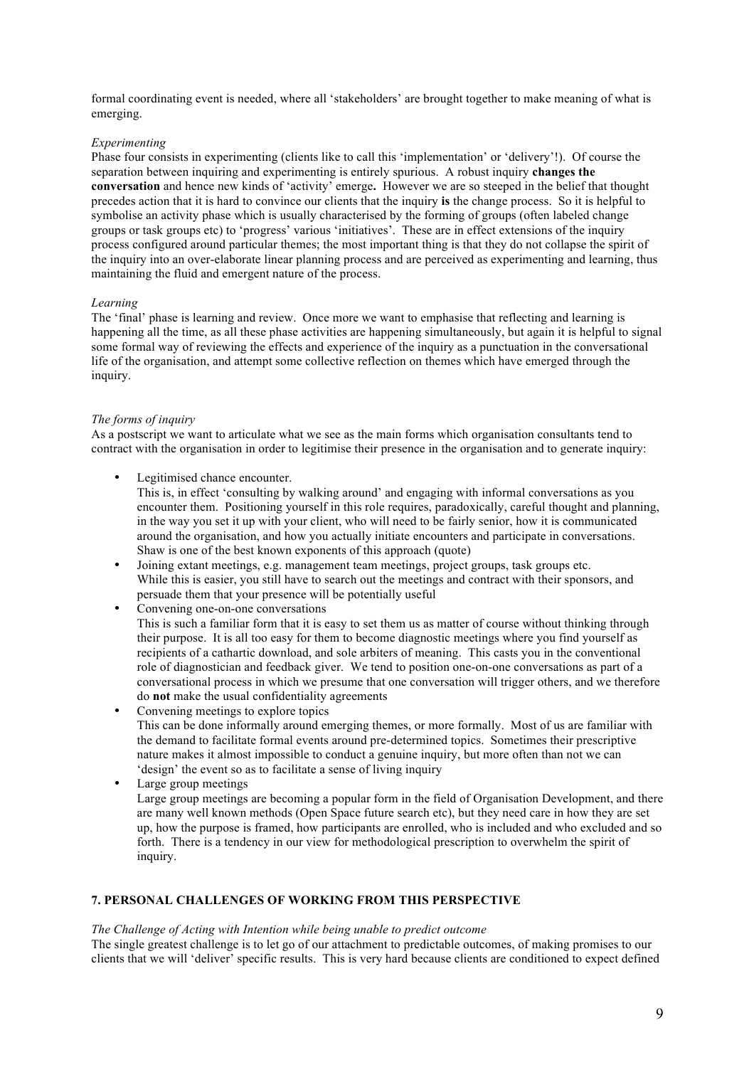formal coordinating event is needed, where all 'stakeholders' are brought together to make meaning of what is emerging.

*Experimenting*

Phase four consists in experimenting (clients like to call this 'implementation' or 'delivery'!). Of course the separation between inquiring and experimenting is entirely spurious. A robust inquiry **changes the conversation** and hence new kinds of 'activity' emerge**.** However we are so steeped in the belief that thought precedes action that it is hard to convince our clients that the inquiry **is** the change process. So it is helpful to symbolise an activity phase which is usually characterised by the forming of groups (often labeled change groups or task groups etc) to 'progress' various 'initiatives'. These are in effect extensions of the inquiry process configured around particular themes; the most important thing is that they do not collapse the spirit of the inquiry into an over-elaborate linear planning process and are perceived as experimenting and learning, thus maintaining the fluid and emergent nature of the process.

*Learning*

The 'final' phase is learning and review. Once more we want to emphasise that reflecting and learning is happening all the time, as all these phase activities are happening simultaneously, but again it is helpful to signal some formal way of reviewing the effects and experience of the inquiry as a punctuation in the conversational life of the organisation, and attempt some collective reflection on themes which have emerged through the inquiry.

*The forms of inquiry*

As a postscript we want to articulate what we see as the main forms which organisation consultants tend to contract with the organisation in order to legitimise their presence in the organisation and to generate inquiry:

- Legitimised chance encounter.
  This is, in effect 'consulting by walking around' and engaging with informal conversations as you encounter them. Positioning yourself in this role requires, paradoxically, careful thought and planning, in the way you set it up with your client, who will need to be fairly senior, how it is communicated around the organisation, and how you actually initiate encounters and participate in conversations. Shaw is one of the best known exponents of this approach (quote)
- Joining extant meetings, e.g. management team meetings, project groups, task groups etc.
  While this is easier, you still have to search out the meetings and contract with their sponsors, and persuade them that your presence will be potentially useful
- Convening one-on-one conversations
  This is such a familiar form that it is easy to set them us as matter of course without thinking through their purpose. It is all too easy for them to become diagnostic meetings where you find yourself as recipients of a cathartic download, and sole arbiters of meaning. This casts you in the conventional role of diagnostician and feedback giver. We tend to position one-on-one conversations as part of a conversational process in which we presume that one conversation will trigger others, and we therefore do **not** make the usual confidentiality agreements
- Convening meetings to explore topics
  This can be done informally around emerging themes, or more formally. Most of us are familiar with the demand to facilitate formal events around pre-determined topics. Sometimes their prescriptive nature makes it almost impossible to conduct a genuine inquiry, but more often than not we can 'design' the event so as to facilitate a sense of living inquiry
- Large group meetings
  Large group meetings are becoming a popular form in the field of Organisation Development, and there are many well known methods (Open Space future search etc), but they need care in how they are set up, how the purpose is framed, how participants are enrolled, who is included and who excluded and so forth. There is a tendency in our view for methodological prescription to overwhelm the spirit of inquiry.

## 7. PERSONAL CHALLENGES OF WORKING FROM THIS PERSPECTIVE

*The Challenge of Acting with Intention while being unable to predict outcome*

The single greatest challenge is to let go of our attachment to predictable outcomes, of making promises to our clients that we will 'deliver' specific results. This is very hard because clients are conditioned to expect defined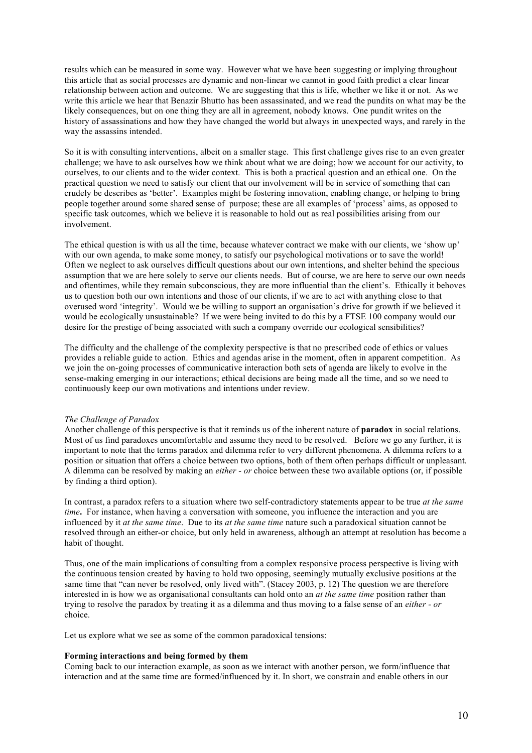results which can be measured in some way. However what we have been suggesting or implying throughout this article that as social processes are dynamic and non-linear we cannot in good faith predict a clear linear relationship between action and outcome. We are suggesting that this is life, whether we like it or not. As we write this article we hear that Benazir Bhutto has been assassinated, and we read the pundits on what may be the likely consequences, but on one thing they are all in agreement, nobody knows. One pundit writes on the history of assassinations and how they have changed the world but always in unexpected ways, and rarely in the way the assassins intended.

So it is with consulting interventions, albeit on a smaller stage. This first challenge gives rise to an even greater challenge; we have to ask ourselves how we think about what we are doing; how we account for our activity, to ourselves, to our clients and to the wider context. This is both a practical question and an ethical one. On the practical question we need to satisfy our client that our involvement will be in service of something that can crudely be describes as 'better'. Examples might be fostering innovation, enabling change, or helping to bring people together around some shared sense of purpose; these are all examples of 'process' aims, as opposed to specific task outcomes, which we believe it is reasonable to hold out as real possibilities arising from our involvement.

The ethical question is with us all the time, because whatever contract we make with our clients, we 'show up' with our own agenda, to make some money, to satisfy our psychological motivations or to save the world! Often we neglect to ask ourselves difficult questions about our own intentions, and shelter behind the specious assumption that we are here solely to serve our clients needs. But of course, we are here to serve our own needs and oftentimes, while they remain subconscious, they are more influential than the client's. Ethically it behoves us to question both our own intentions and those of our clients, if we are to act with anything close to that overused word 'integrity'. Would we be willing to support an organisation's drive for growth if we believed it would be ecologically unsustainable? If we were being invited to do this by a FTSE 100 company would our desire for the prestige of being associated with such a company override our ecological sensibilities?

The difficulty and the challenge of the complexity perspective is that no prescribed code of ethics or values provides a reliable guide to action. Ethics and agendas arise in the moment, often in apparent competition. As we join the on-going processes of communicative interaction both sets of agenda are likely to evolve in the sense-making emerging in our interactions; ethical decisions are being made all the time, and so we need to continuously keep our own motivations and intentions under review.

*The Challenge of Paradox*

Another challenge of this perspective is that it reminds us of the inherent nature of **paradox** in social relations. Most of us find paradoxes uncomfortable and assume they need to be resolved. Before we go any further, it is important to note that the terms paradox and dilemma refer to very different phenomena. A dilemma refers to a position or situation that offers a choice between two options, both of them often perhaps difficult or unpleasant. A dilemma can be resolved by making an *either - or* choice between these two available options (or, if possible by finding a third option).

In contrast, a paradox refers to a situation where two self-contradictory statements appear to be true *at the same time***.** For instance, when having a conversation with someone, you influence the interaction and you are influenced by it *at the same time*. Due to its *at the same time* nature such a paradoxical situation cannot be resolved through an either-or choice, but only held in awareness, although an attempt at resolution has become a habit of thought.

Thus, one of the main implications of consulting from a complex responsive process perspective is living with the continuous tension created by having to hold two opposing, seemingly mutually exclusive positions at the same time that "can never be resolved, only lived with". (Stacey 2003, p. 12) The question we are therefore interested in is how we as organisational consultants can hold onto an *at the same time* position rather than trying to resolve the paradox by treating it as a dilemma and thus moving to a false sense of an *either - or* choice.

Let us explore what we see as some of the common paradoxical tensions:

**Forming interactions and being formed by them**

Coming back to our interaction example, as soon as we interact with another person, we form/influence that interaction and at the same time are formed/influenced by it. In short, we constrain and enable others in our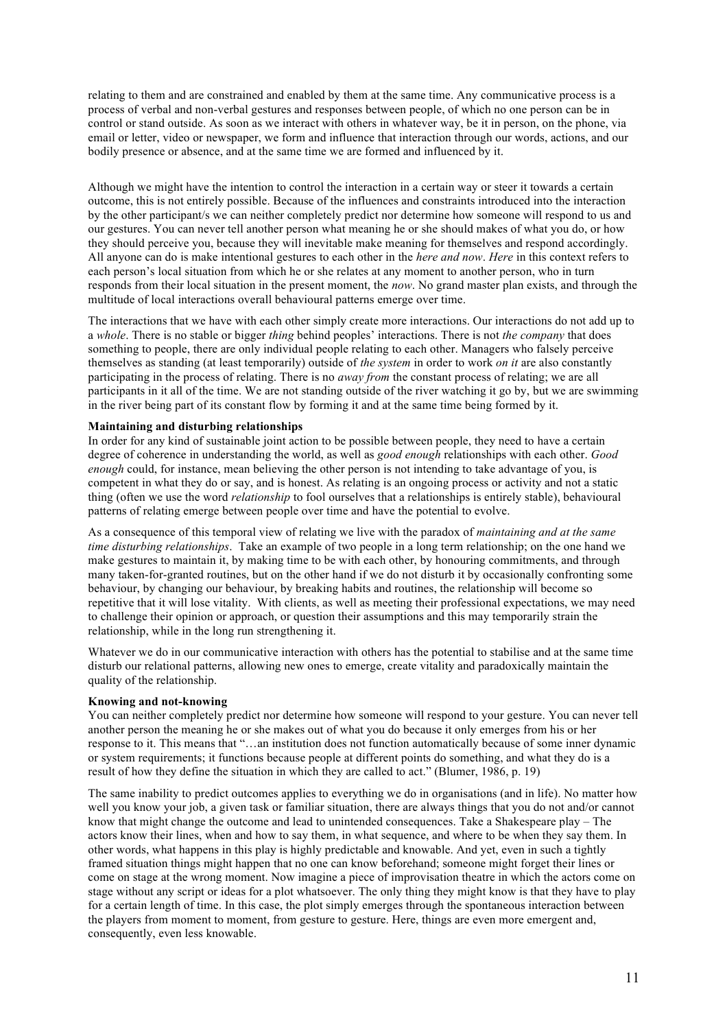relating to them and are constrained and enabled by them at the same time. Any communicative process is a process of verbal and non-verbal gestures and responses between people, of which no one person can be in control or stand outside. As soon as we interact with others in whatever way, be it in person, on the phone, via email or letter, video or newspaper, we form and influence that interaction through our words, actions, and our bodily presence or absence, and at the same time we are formed and influenced by it.

Although we might have the intention to control the interaction in a certain way or steer it towards a certain outcome, this is not entirely possible. Because of the influences and constraints introduced into the interaction by the other participant/s we can neither completely predict nor determine how someone will respond to us and our gestures. You can never tell another person what meaning he or she should makes of what you do, or how they should perceive you, because they will inevitable make meaning for themselves and respond accordingly. All anyone can do is make intentional gestures to each other in the *here and now*. *Here* in this context refers to each person's local situation from which he or she relates at any moment to another person, who in turn responds from their local situation in the present moment, the *now*. No grand master plan exists, and through the multitude of local interactions overall behavioural patterns emerge over time.

The interactions that we have with each other simply create more interactions. Our interactions do not add up to a *whole*. There is no stable or bigger *thing* behind peoples' interactions. There is not *the company* that does something to people, there are only individual people relating to each other. Managers who falsely perceive themselves as standing (at least temporarily) outside of *the system* in order to work *on it* are also constantly participating in the process of relating. There is no *away from* the constant process of relating; we are all participants in it all of the time. We are not standing outside of the river watching it go by, but we are swimming in the river being part of its constant flow by forming it and at the same time being formed by it.

**Maintaining and disturbing relationships**

In order for any kind of sustainable joint action to be possible between people, they need to have a certain degree of coherence in understanding the world, as well as *good enough* relationships with each other. *Good enough* could, for instance, mean believing the other person is not intending to take advantage of you, is competent in what they do or say, and is honest. As relating is an ongoing process or activity and not a static thing (often we use the word *relationship* to fool ourselves that a relationships is entirely stable), behavioural patterns of relating emerge between people over time and have the potential to evolve.

As a consequence of this temporal view of relating we live with the paradox of *maintaining and at the same time disturbing relationships*. Take an example of two people in a long term relationship; on the one hand we make gestures to maintain it, by making time to be with each other, by honouring commitments, and through many taken-for-granted routines, but on the other hand if we do not disturb it by occasionally confronting some behaviour, by changing our behaviour, by breaking habits and routines, the relationship will become so repetitive that it will lose vitality. With clients, as well as meeting their professional expectations, we may need to challenge their opinion or approach, or question their assumptions and this may temporarily strain the relationship, while in the long run strengthening it.

Whatever we do in our communicative interaction with others has the potential to stabilise and at the same time disturb our relational patterns, allowing new ones to emerge, create vitality and paradoxically maintain the quality of the relationship.

**Knowing and not-knowing**

You can neither completely predict nor determine how someone will respond to your gesture. You can never tell another person the meaning he or she makes out of what you do because it only emerges from his or her response to it. This means that "…an institution does not function automatically because of some inner dynamic or system requirements; it functions because people at different points do something, and what they do is a result of how they define the situation in which they are called to act." (Blumer, 1986, p. 19)

The same inability to predict outcomes applies to everything we do in organisations (and in life). No matter how well you know your job, a given task or familiar situation, there are always things that you do not and/or cannot know that might change the outcome and lead to unintended consequences. Take a Shakespeare play – The actors know their lines, when and how to say them, in what sequence, and where to be when they say them. In other words, what happens in this play is highly predictable and knowable. And yet, even in such a tightly framed situation things might happen that no one can know beforehand; someone might forget their lines or come on stage at the wrong moment. Now imagine a piece of improvisation theatre in which the actors come on stage without any script or ideas for a plot whatsoever. The only thing they might know is that they have to play for a certain length of time. In this case, the plot simply emerges through the spontaneous interaction between the players from moment to moment, from gesture to gesture. Here, things are even more emergent and, consequently, even less knowable.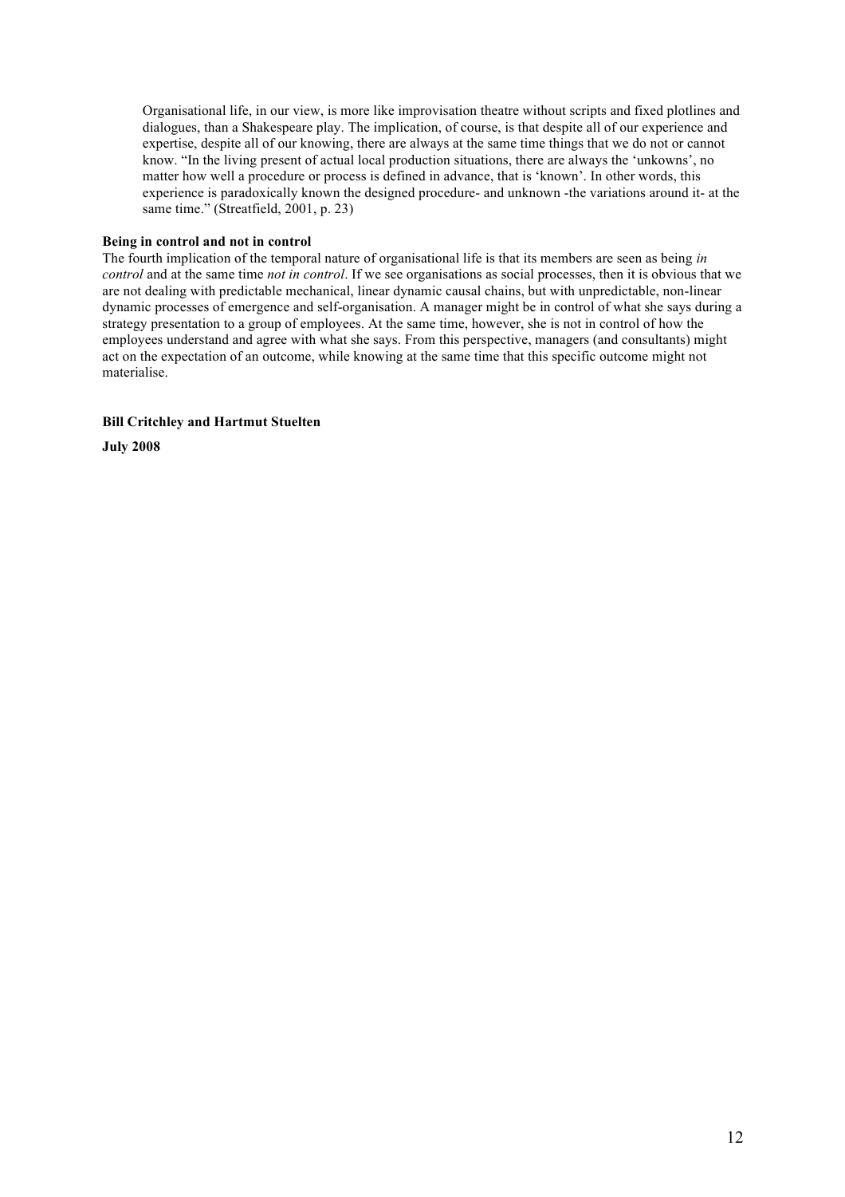Organisational life, in our view, is more like improvisation theatre without scripts and fixed plotlines and dialogues, than a Shakespeare play. The implication, of course, is that despite all of our experience and expertise, despite all of our knowing, there are always at the same time things that we do not or cannot know. "In the living present of actual local production situations, there are always the 'unkowns', no matter how well a procedure or process is defined in advance, that is 'known'. In other words, this experience is paradoxically known the designed procedure- and unknown -the variations around it- at the same time." (Streatfield, 2001, p. 23)

**Being in control and not in control**

The fourth implication of the temporal nature of organisational life is that its members are seen as being *in control* and at the same time *not in control*. If we see organisations as social processes, then it is obvious that we are not dealing with predictable mechanical, linear dynamic causal chains, but with unpredictable, non-linear dynamic processes of emergence and self-organisation. A manager might be in control of what she says during a strategy presentation to a group of employees. At the same time, however, she is not in control of how the employees understand and agree with what she says. From this perspective, managers (and consultants) might act on the expectation of an outcome, while knowing at the same time that this specific outcome might not materialise.

**Bill Critchley and Hartmut Stuelten**

**July 2008**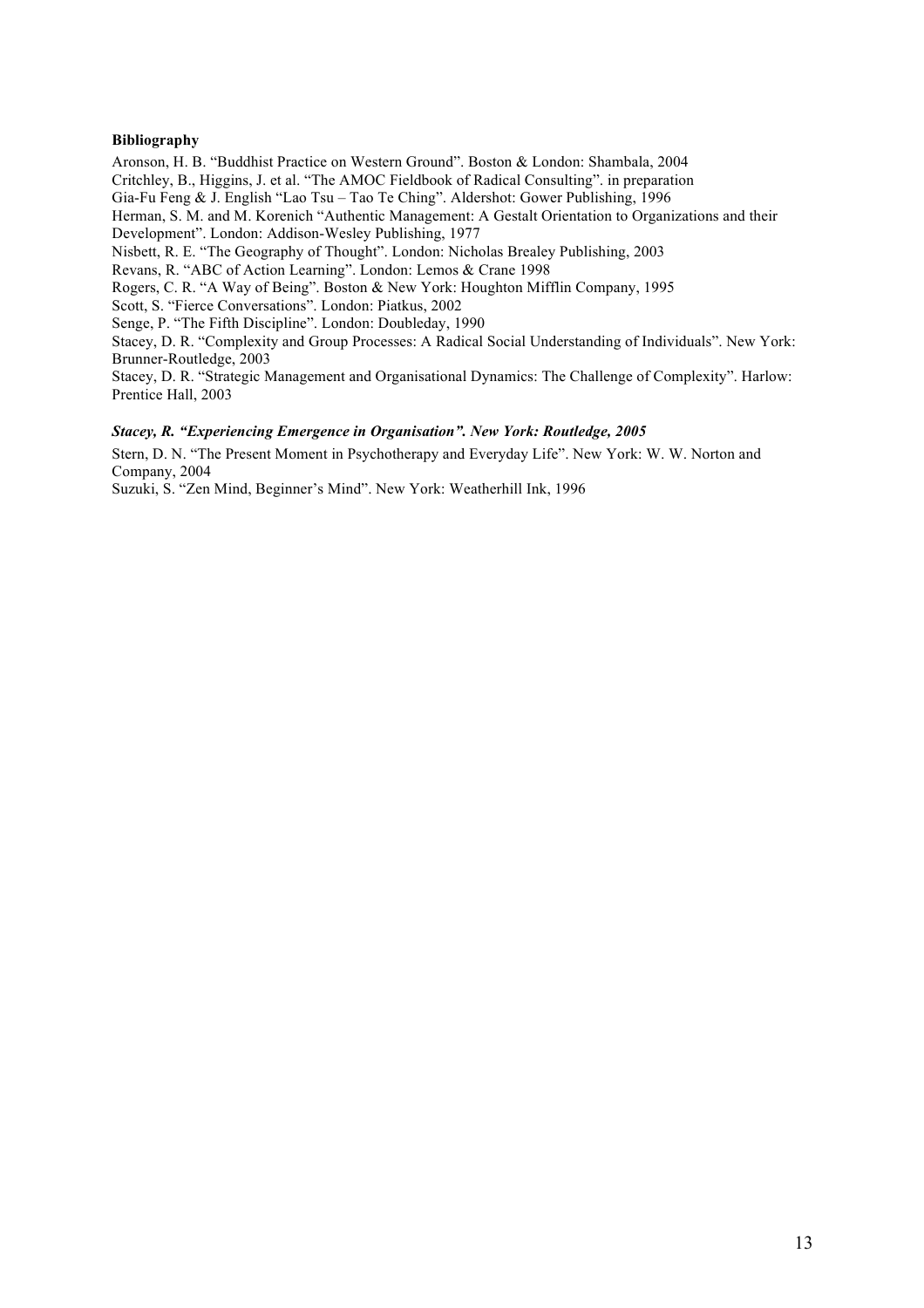**Bibliography**

Aronson, H. B. “Buddhist Practice on Western Ground”. Boston & London: Shambala, 2004
Critchley, B., Higgins, J. et al. “The AMOC Fieldbook of Radical Consulting”. in preparation
Gia-Fu Feng & J. English “Lao Tsu – Tao Te Ching”. Aldershot: Gower Publishing, 1996
Herman, S. M. and M. Korenich “Authentic Management: A Gestalt Orientation to Organizations and their Development”. London: Addison-Wesley Publishing, 1977
Nisbett, R. E. “The Geography of Thought”. London: Nicholas Brealey Publishing, 2003
Revans, R. “ABC of Action Learning”. London: Lemos & Crane 1998
Rogers, C. R. “A Way of Being”. Boston & New York: Houghton Mifflin Company, 1995
Scott, S. “Fierce Conversations”. London: Piatkus, 2002
Senge, P. “The Fifth Discipline”. London: Doubleday, 1990
Stacey, D. R. “Complexity and Group Processes: A Radical Social Understanding of Individuals”. New York: Brunner-Routledge, 2003
Stacey, D. R. “Strategic Management and Organisational Dynamics: The Challenge of Complexity”. Harlow: Prentice Hall, 2003

***Stacey, R. “Experiencing Emergence in Organisation”. New York: Routledge, 2005***

Stern, D. N. “The Present Moment in Psychotherapy and Everyday Life”. New York: W. W. Norton and Company, 2004
Suzuki, S. “Zen Mind, Beginner’s Mind”. New York: Weatherhill Ink, 1996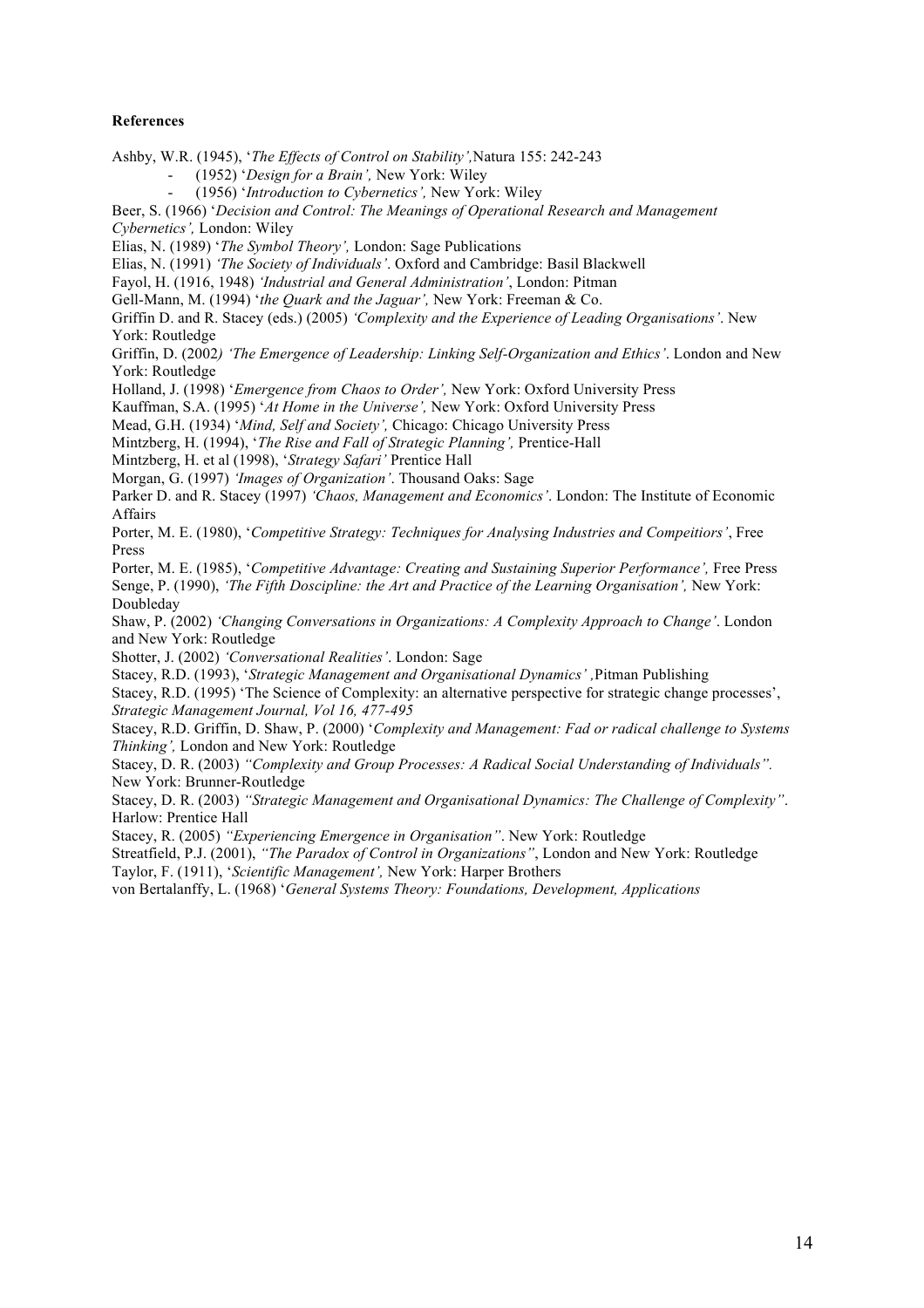**References**

Ashby, W.R. (1945), '*The Effects of Control on Stability',*Natura 155: 242-243

- (1952) '*Design for a Brain',* New York: Wiley
- (1956) '*Introduction to Cybernetics',* New York: Wiley

Beer, S. (1966) '*Decision and Control: The Meanings of Operational Research and Management Cybernetics',* London: Wiley

Elias, N. (1989) '*The Symbol Theory',* London: Sage Publications

Elias, N. (1991) *'The Society of Individuals'*. Oxford and Cambridge: Basil Blackwell

Fayol, H. (1916, 1948) *'Industrial and General Administration'*, London: Pitman

Gell-Mann, M. (1994) '*the Quark and the Jaguar',* New York: Freeman & Co.

Griffin D. and R. Stacey (eds.) (2005) *'Complexity and the Experience of Leading Organisations'*. New York: Routledge

Griffin, D. (2002*) 'The Emergence of Leadership: Linking Self-Organization and Ethics'*. London and New York: Routledge

Holland, J. (1998) '*Emergence from Chaos to Order',* New York: Oxford University Press

Kauffman, S.A. (1995) '*At Home in the Universe',* New York: Oxford University Press

Mead, G.H. (1934) '*Mind, Self and Society',* Chicago: Chicago University Press

Mintzberg, H. (1994), '*The Rise and Fall of Strategic Planning',* Prentice-Hall

Mintzberg, H. et al (1998), '*Strategy Safari'* Prentice Hall

Morgan, G. (1997) *'Images of Organization'*. Thousand Oaks: Sage

Parker D. and R. Stacey (1997) *'Chaos, Management and Economics'*. London: The Institute of Economic Affairs

Porter, M. E. (1980), '*Competitive Strategy: Techniques for Analysing Industries and Compeitiors'*, Free Press

Porter, M. E. (1985), '*Competitive Advantage: Creating and Sustaining Superior Performance',* Free Press

Senge, P. (1990), *'The Fifth Doscipline: the Art and Practice of the Learning Organisation',* New York: Doubleday

Shaw, P. (2002) *'Changing Conversations in Organizations: A Complexity Approach to Change'*. London and New York: Routledge

Shotter, J. (2002) *'Conversational Realities'*. London: Sage

Stacey, R.D. (1993), '*Strategic Management and Organisational Dynamics'* ,Pitman Publishing

Stacey, R.D. (1995) 'The Science of Complexity: an alternative perspective for strategic change processes', *Strategic Management Journal, Vol 16, 477-495*

Stacey, R.D. Griffin, D. Shaw, P. (2000) '*Complexity and Management: Fad or radical challenge to Systems Thinking',* London and New York: Routledge

Stacey, D. R. (2003) *"Complexity and Group Processes: A Radical Social Understanding of Individuals".* New York: Brunner-Routledge

Stacey, D. R. (2003) *"Strategic Management and Organisational Dynamics: The Challenge of Complexity"*. Harlow: Prentice Hall

Stacey, R. (2005) *"Experiencing Emergence in Organisation"*. New York: Routledge

Streatfield, P.J. (2001), *"The Paradox of Control in Organizations"*, London and New York: Routledge

Taylor, F. (1911), '*Scientific Management',* New York: Harper Brothers

von Bertalanffy, L. (1968) '*General Systems Theory: Foundations, Development, Applications*